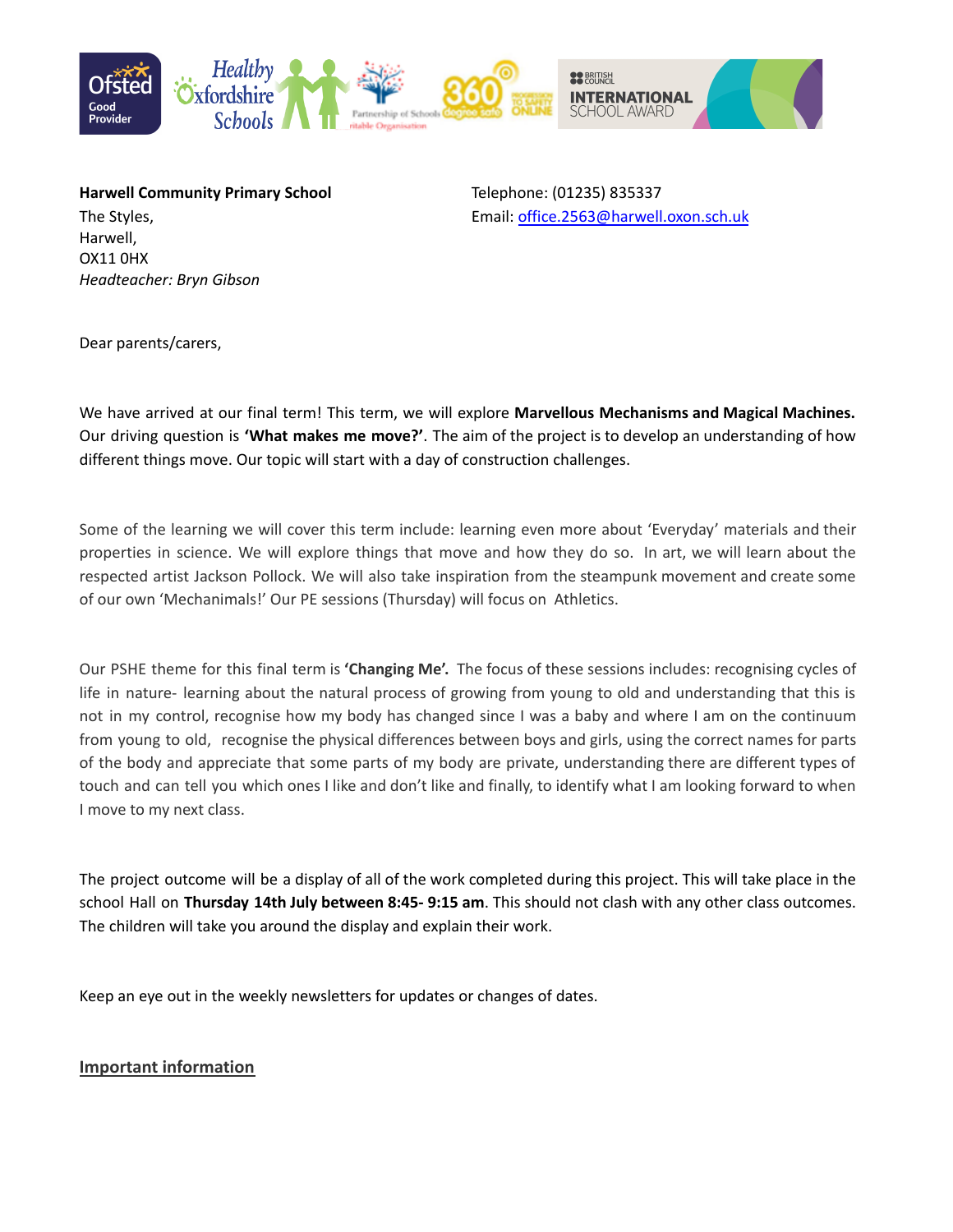**Harwell Community Primary School**
The Styles,
Harwell,
OX11 0HX
*Headteacher: Bryn Gibson*

Telephone: (01235) 835337
Email: office.2563@harwell.oxon.sch.uk

Dear parents/carers,

We have arrived at our final term! This term, we will explore **Marvellous Mechanisms and Magical Machines.** Our driving question is **'What makes me move?'**. The aim of the project is to develop an understanding of how different things move. Our topic will start with a day of construction challenges.

Some of the learning we will cover this term include: learning even more about 'Everyday' materials and their properties in science. We will explore things that move and how they do so. In art, we will learn about the respected artist Jackson Pollock. We will also take inspiration from the steampunk movement and create some of our own 'Mechanimals!' Our PE sessions (Thursday) will focus on Athletics.

Our PSHE theme for this final term is **'Changing Me'.** The focus of these sessions includes: recognising cycles of life in nature- learning about the natural process of growing from young to old and understanding that this is not in my control, recognise how my body has changed since I was a baby and where I am on the continuum from young to old, recognise the physical differences between boys and girls, using the correct names for parts of the body and appreciate that some parts of my body are private, understanding there are different types of touch and can tell you which ones I like and don't like and finally, to identify what I am looking forward to when I move to my next class.

The project outcome will be a display of all of the work completed during this project. This will take place in the school Hall on **Thursday 14th July between 8:45- 9:15 am**. This should not clash with any other class outcomes. The children will take you around the display and explain their work.

Keep an eye out in the weekly newsletters for updates or changes of dates.

## Important information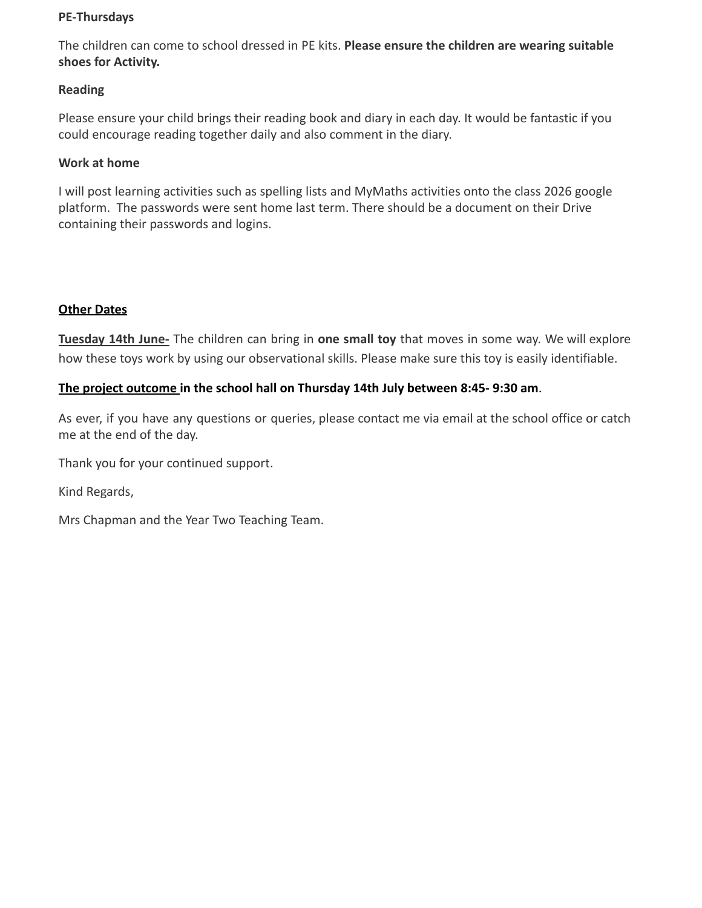**PE-Thursdays**

The children can come to school dressed in PE kits. **Please ensure the children are wearing suitable shoes for Activity.**

**Reading**

Please ensure your child brings their reading book and diary in each day. It would be fantastic if you could encourage reading together daily and also comment in the diary.

**Work at home**

I will post learning activities such as spelling lists and MyMaths activities onto the class 2026 google platform.  The passwords were sent home last term. There should be a document on their Drive containing their passwords and logins.

**Other Dates**

**Tuesday 14th June-** The children can bring in **one small toy** that moves in some way. We will explore how these toys work by using our observational skills. Please make sure this toy is easily identifiable.

**The project outcome in the school hall on Thursday 14th July between 8:45- 9:30 am**.

As ever, if you have any questions or queries, please contact me via email at the school office or catch me at the end of the day.

Thank you for your continued support.

Kind Regards,

Mrs Chapman and the Year Two Teaching Team.